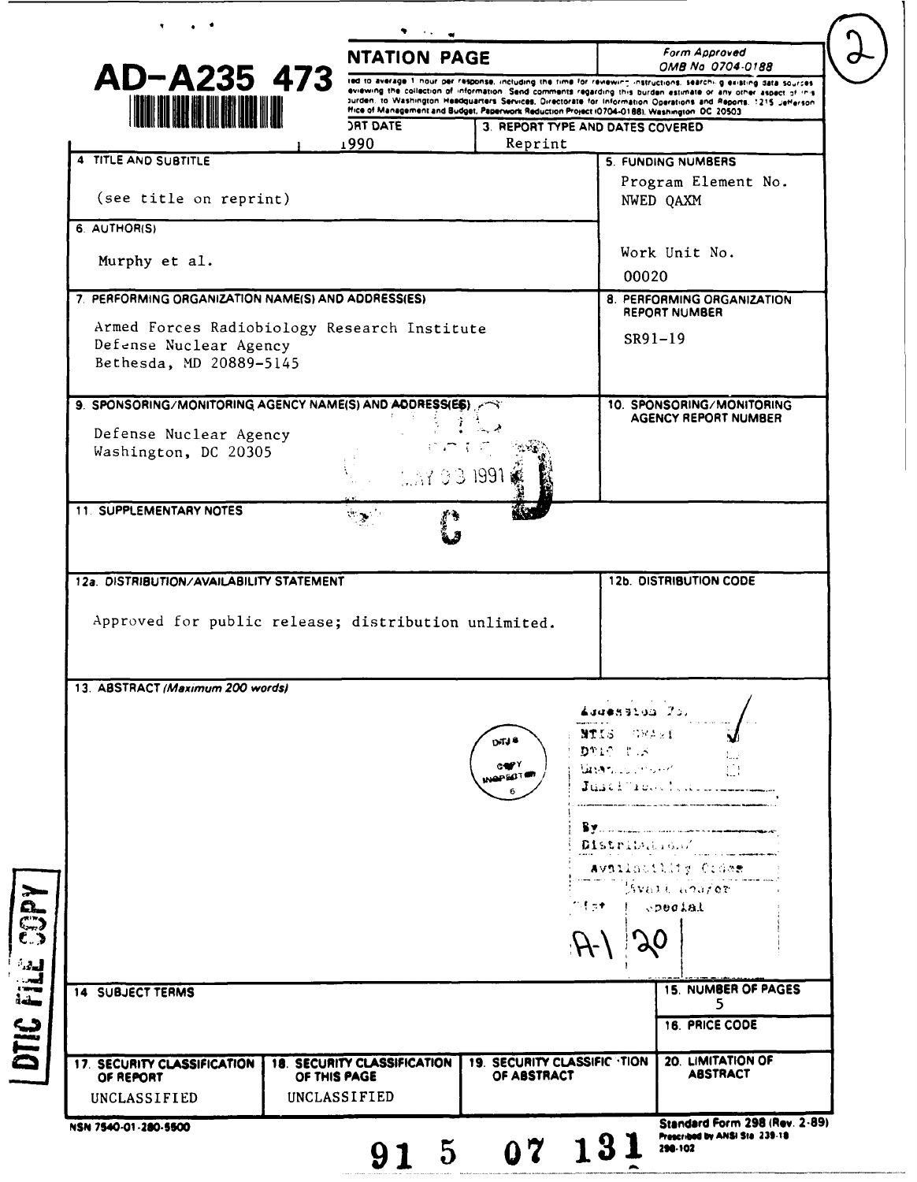AD-A235 473

## REPORT DOCUMENTATION PAGE

Form Approved
OMB No 0704-0188

...ted to average 1 hour per response, including the time for reviewing instructions, searching existing data sources ...eviewing the collection of information. Send comments regarding this burden estimate or any other aspect of this ...burden, to Washington Headquarters Services, Directorate for Information Operations and Reports, 1215 Jefferson ...ffice of Management and Budget, Paperwork Reduction Project (0704-0188), Washington DC 20503

| | |
|---|---|
| 2. REPORT DATE: 1990 | 3. REPORT TYPE AND DATES COVERED: Reprint |
| 4. TITLE AND SUBTITLE: (see title on reprint) | 5. FUNDING NUMBERS: Program Element No. NWED QAXM; Work Unit No. 00020 |
| 6. AUTHOR(S): Murphy et al. | |
| 7. PERFORMING ORGANIZATION NAME(S) AND ADDRESS(ES): Armed Forces Radiobiology Research Institute, Defense Nuclear Agency, Bethesda, MD 20889-5145 | 8. PERFORMING ORGANIZATION REPORT NUMBER: SR91-19 |
| 9. SPONSORING/MONITORING AGENCY NAME(S) AND ADDRESS(ES): Defense Nuclear Agency, Washington, DC 20305 | 10. SPONSORING/MONITORING AGENCY REPORT NUMBER |
| 11. SUPPLEMENTARY NOTES | |
| 12a. DISTRIBUTION/AVAILABILITY STATEMENT: Approved for public release; distribution unlimited. | 12b. DISTRIBUTION CODE |
| 13. ABSTRACT (Maximum 200 words) | |
| 14. SUBJECT TERMS | 15. NUMBER OF PAGES: 5 |
| | 16. PRICE CODE |

| 17. SECURITY CLASSIFICATION OF REPORT | 18. SECURITY CLASSIFICATION OF THIS PAGE | 19. SECURITY CLASSIFICATION OF ABSTRACT | 20. LIMITATION OF ABSTRACT |
|---|---|---|---|
| UNCLASSIFIED | UNCLASSIFIED | | |

DTIC ELECTE MAY 03 1991 C

Accession For: NTIS GRA&I ✓; DTIC TAB; Unannounced; Justification; By; Distribution/; Availability Codes; Dist: A-1 | Avail and/or Special: 20

DTIC FILE COPY

NSN 7540-01-280-5500

Standard Form 298 (Rev. 2-89) Prescribed by ANSI Std 239-18 298-102

91 5 07 131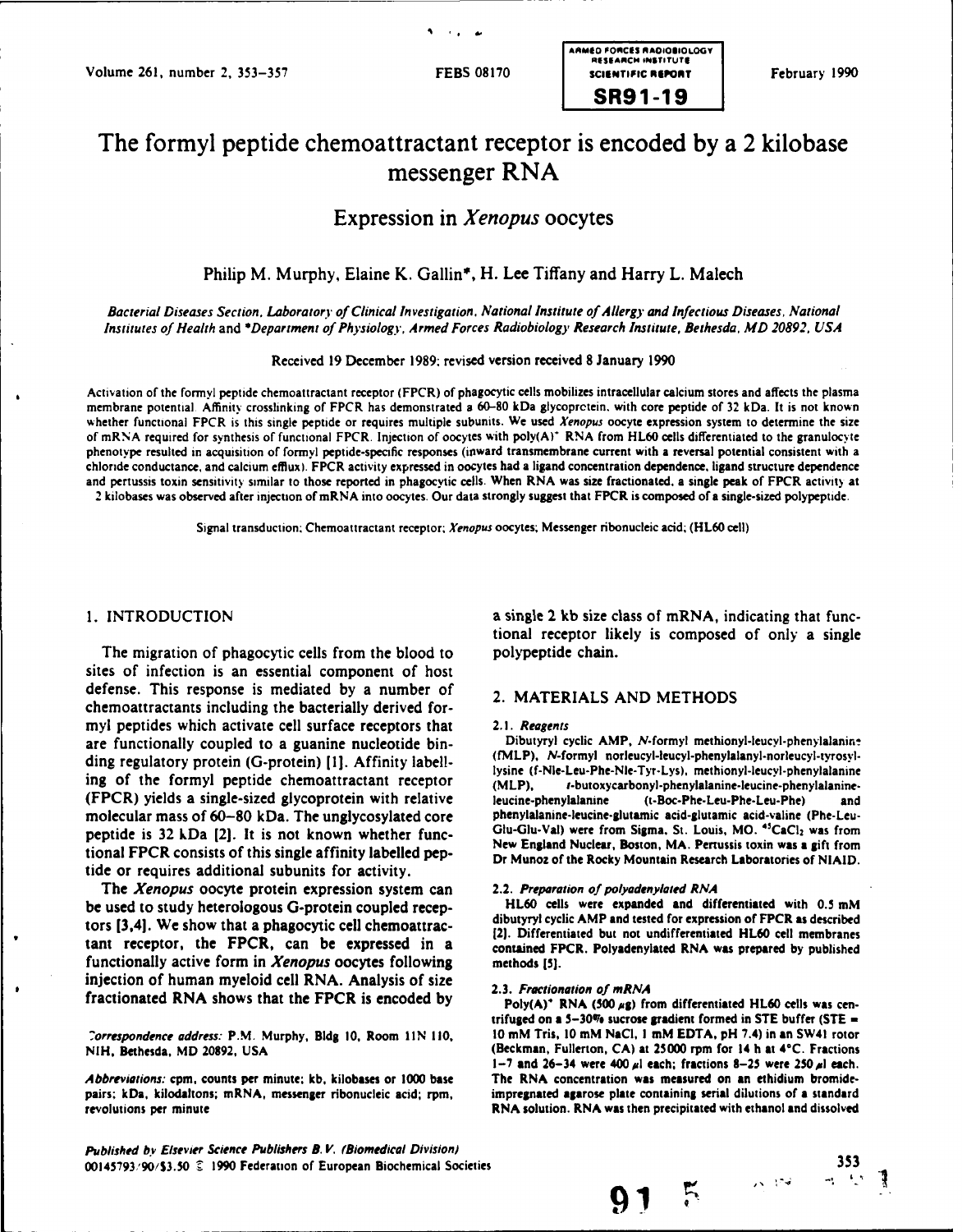ARMED FORCES RADIOBIOLOGY RESEARCH INSTITUTE SCIENTIFIC REPORT **SR91-19**

# The formyl peptide chemoattractant receptor is encoded by a 2 kilobase messenger RNA

## Expression in *Xenopus* oocytes

Philip M. Murphy, Elaine K. Gallin*, H. Lee Tiffany and Harry L. Malech

*Bacterial Diseases Section, Laboratory of Clinical Investigation, National Institute of Allergy and Infectious Diseases, National Institutes of Health* and *\*Department of Physiology, Armed Forces Radiobiology Research Institute, Bethesda, MD 20892, USA*

Received 19 December 1989; revised version received 8 January 1990

Activation of the formyl peptide chemoattractant receptor (FPCR) of phagocytic cells mobilizes intracellular calcium stores and affects the plasma membrane potential. Affinity crosslinking of FPCR has demonstrated a 60–80 kDa glycoprotein, with core peptide of 32 kDa. It is not known whether functional FPCR is this single peptide or requires multiple subunits. We used *Xenopus* oocyte expression system to determine the size of mRNA required for synthesis of functional FPCR. Injection of oocytes with poly(A)$^+$ RNA from HL60 cells differentiated to the granulocyte phenotype resulted in acquisition of formyl peptide-specific responses (inward transmembrane current with a reversal potential consistent with a chloride conductance, and calcium efflux). FPCR activity expressed in oocytes had a ligand concentration dependence, ligand structure dependence and pertussis toxin sensitivity similar to those reported in phagocytic cells. When RNA was size fractionated, a single peak of FPCR activity at 2 kilobases was observed after injection of mRNA into oocytes. Our data strongly suggest that FPCR is composed of a single-sized polypeptide.

Signal transduction; Chemoattractant receptor; *Xenopus* oocytes; Messenger ribonucleic acid; (HL60 cell)

## 1. INTRODUCTION

The migration of phagocytic cells from the blood to sites of infection is an essential component of host defense. This response is mediated by a number of chemoattractants including the bacterially derived formyl peptides which activate cell surface receptors that are functionally coupled to a guanine nucleotide binding regulatory protein (G-protein) [1]. Affinity labelling of the formyl peptide chemoattractant receptor (FPCR) yields a single-sized glycoprotein with relative molecular mass of 60–80 kDa. The unglycosylated core peptide is 32 kDa [2]. It is not known whether functional FPCR consists of this single affinity labelled peptide or requires additional subunits for activity.

The *Xenopus* oocyte protein expression system can be used to study heterologous G-protein coupled receptors [3,4]. We show that a phagocytic cell chemoattractant receptor, the FPCR, can be expressed in a functionally active form in *Xenopus* oocytes following injection of human myeloid cell RNA. Analysis of size fractionated RNA shows that the FPCR is encoded by a single 2 kb size class of mRNA, indicating that functional receptor likely is composed of only a single polypeptide chain.

*Correspondence address:* P.M. Murphy, Bldg 10, Room 11N 110, NIH, Bethesda, MD 20892, USA

*Abbreviations:* cpm, counts per minute; kb, kilobases or 1000 base pairs; kDa, kilodaltons; mRNA, messenger ribonucleic acid; rpm, revolutions per minute

## 2. MATERIALS AND METHODS

### 2.1. *Reagents*

Dibutyryl cyclic AMP, *N*-formyl methionyl-leucyl-phenylalanine (fMLP), *N*-formyl norleucyl-leucyl-phenylalanyl-norleucyl-tyrosyl-lysine (f-Nle-Leu-Phe-Nle-Tyr-Lys), methionyl-leucyl-phenylalanine (MLP), *t*-butoxycarbonyl-phenylalanine-leucine-phenylalanine-leucine-phenylalanine (t-Boc-Phe-Leu-Phe-Leu-Phe) and phenylalanine-leucine-glutamic acid-glutamic acid-valine (Phe-Leu-Glu-Glu-Val) were from Sigma, St. Louis, MO. $^{45}CaCl_2$ was from New England Nuclear, Boston, MA. Pertussis toxin was a gift from Dr Munoz of the Rocky Mountain Research Laboratories of NIAID.

### 2.2. *Preparation of polyadenylated RNA*

HL60 cells were expanded and differentiated with 0.5 mM dibutyryl cyclic AMP and tested for expression of FPCR as described [2]. Differentiated but not undifferentiated HL60 cell membranes contained FPCR. Polyadenylated RNA was prepared by published methods [5].

### 2.3. *Fractionation of mRNA*

Poly(A)$^+$ RNA (500 μg) from differentiated HL60 cells was centrifuged on a 5–30% sucrose gradient formed in STE buffer (STE = 10 mM Tris, 10 mM NaCl, 1 mM EDTA, pH 7.4) in an SW41 rotor (Beckman, Fullerton, CA) at 25000 rpm for 14 h at 4°C. Fractions 1–7 and 26–34 were 400 μl each; fractions 8–25 were 250 μl each. The RNA concentration was measured on an ethidium bromide-impregnated agarose plate containing serial dilutions of a standard RNA solution. RNA was then precipitated with ethanol and dissolved

*Published by Elsevier Science Publishers B.V. (Biomedical Division)*
00145793/90/$3.50 © 1990 Federation of European Biochemical Societies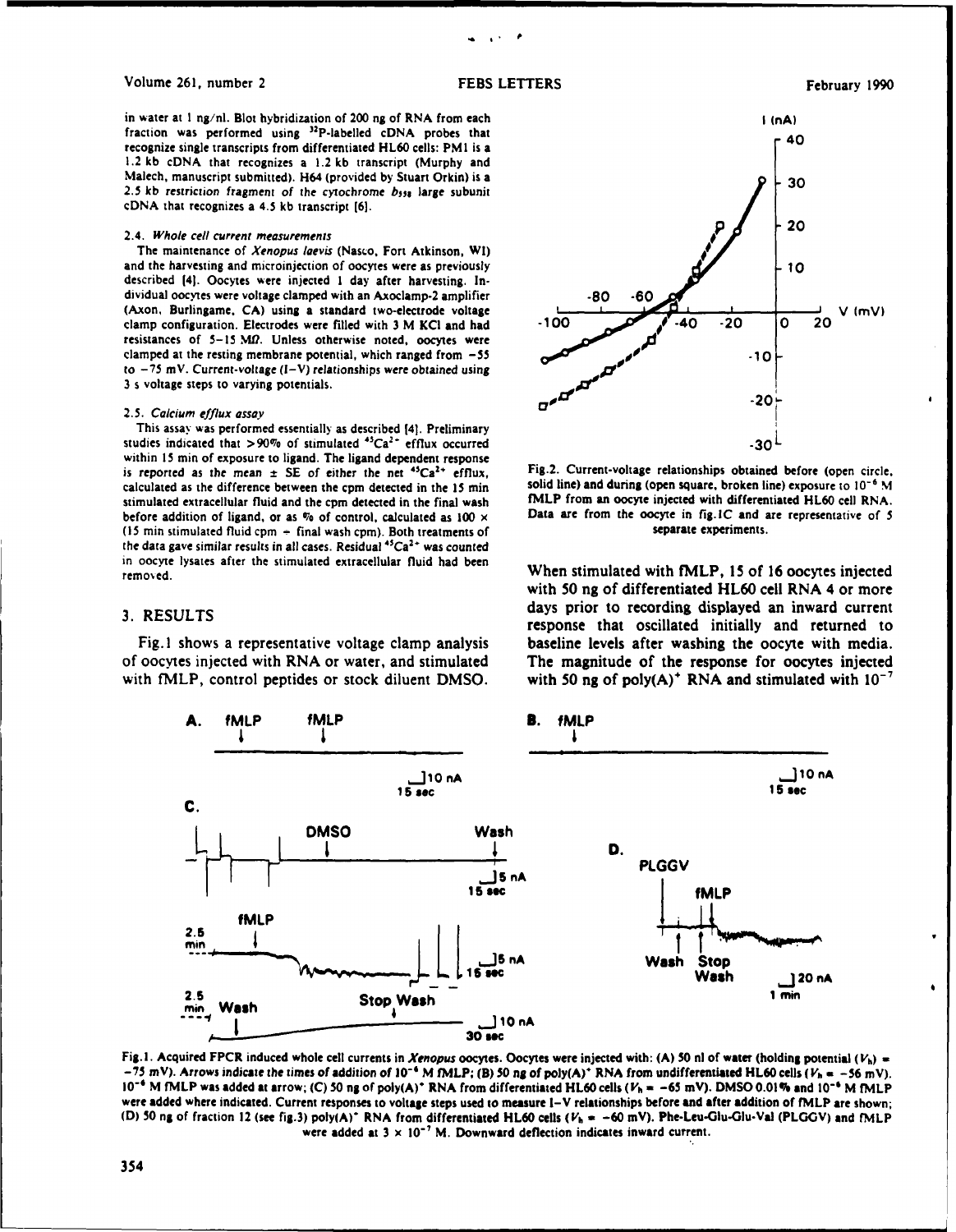in water at 1 ng/nl. Blot hybridization of 200 ng of RNA from each fraction was performed using $^{32}$P-labelled cDNA probes that recognize single transcripts from differentiated HL60 cells: PM1 is a 1.2 kb cDNA that recognizes a 1.2 kb transcript (Murphy and Malech, manuscript submitted). H64 (provided by Stuart Orkin) is a 2.5 kb restriction fragment of the cytochrome $b_{558}$ large subunit cDNA that recognizes a 4.5 kb transcript [6].

### 2.4. *Whole cell current measurements*

The maintenance of *Xenopus laevis* (Nasco, Fort Atkinson, WI) and the harvesting and microinjection of oocytes were as previously described [4]. Oocytes were injected 1 day after harvesting. Individual oocytes were voltage clamped with an Axoclamp-2 amplifier (Axon, Burlingame, CA) using a standard two-electrode voltage clamp configuration. Electrodes were filled with 3 M KCl and had resistances of 5–15 MΩ. Unless otherwise noted, oocytes were clamped at the resting membrane potential, which ranged from −55 to −75 mV. Current-voltage (I–V) relationships were obtained using 3 s voltage steps to varying potentials.

### 2.5. *Calcium efflux assay*

This assay was performed essentially as described [4]. Preliminary studies indicated that >90% of stimulated $^{45}Ca^{2+}$ efflux occurred within 15 min of exposure to ligand. The ligand dependent response is reported as the mean ± SE of either the net $^{45}Ca^{2+}$ efflux, calculated as the difference between the cpm detected in the 15 min stimulated extracellular fluid and the cpm detected in the final wash before addition of ligand, or as % of control, calculated as 100 × (15 min stimulated fluid cpm ÷ final wash cpm). Both treatments of the data gave similar results in all cases. Residual $^{45}Ca^{2+}$ was counted in oocyte lysates after the stimulated extracellular fluid had been removed.

## 3. RESULTS

Fig.1 shows a representative voltage clamp analysis of oocytes injected with RNA or water, and stimulated with fMLP, control peptides or stock diluent DMSO.

Fig.2. Current-voltage relationships obtained before (open circle, solid line) and during (open square, broken line) exposure to $10^{-6}$ M fMLP from an oocyte injected with differentiated HL60 cell RNA. Data are from the oocyte in fig.1C and are representative of 5 separate experiments.

When stimulated with fMLP, 15 of 16 oocytes injected with 50 ng of differentiated HL60 cell RNA 4 or more days prior to recording displayed an inward current response that oscillated initially and returned to baseline levels after washing the oocyte with media. The magnitude of the response for oocytes injected with 50 ng of poly(A)$^+$ RNA and stimulated with $10^{-7}$

Fig.1. Acquired FPCR induced whole cell currents in *Xenopus* oocytes. Oocytes were injected with: (A) 50 nl of water (holding potential ($V_h$) = −75 mV). Arrows indicate the times of addition of $10^{-6}$ M fMLP; (B) 50 ng of poly(A)$^+$ RNA from undifferentiated HL60 cells ($V_h$ = −56 mV). $10^{-6}$ M fMLP was added at arrow; (C) 50 ng of poly(A)$^+$ RNA from differentiated HL60 cells ($V_h$ = −65 mV). DMSO 0.01% and $10^{-6}$ M fMLP were added where indicated. Current responses to voltage steps used to measure I–V relationships before and after addition of fMLP are shown; (D) 50 ng of fraction 12 (see fig.3) poly(A)$^+$ RNA from differentiated HL60 cells ($V_h$ = −60 mV). Phe-Leu-Glu-Glu-Val (PLGGV) and fMLP were added at $3 \times 10^{-7}$ M. Downward deflection indicates inward current.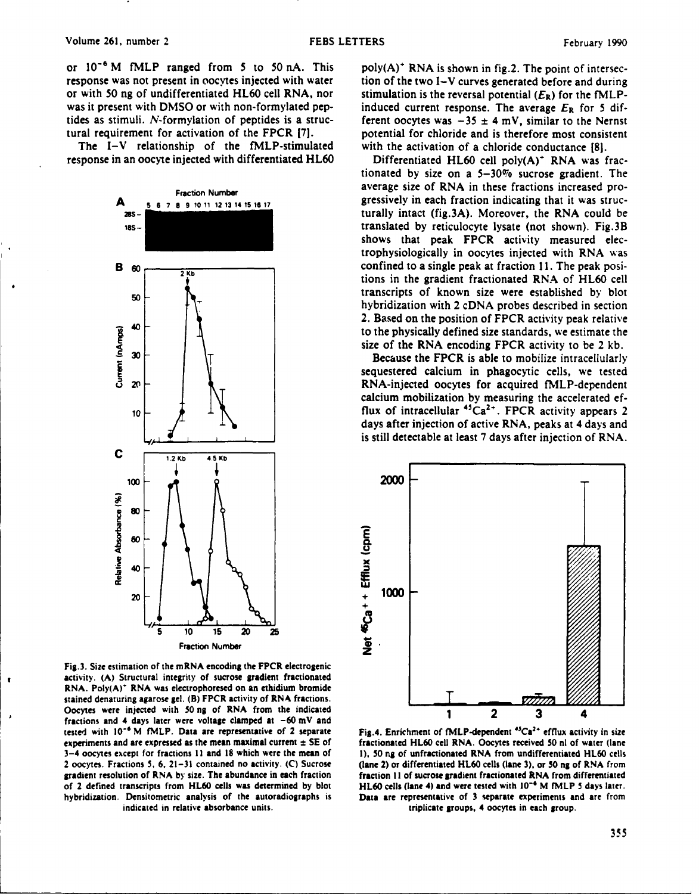or $10^{-6}$ M fMLP ranged from 5 to 50 nA. This response was not present in oocytes injected with water or with 50 ng of undifferentiated HL60 cell RNA, nor was it present with DMSO or with non-formylated peptides as stimuli. *N*-formylation of peptides is a structural requirement for activation of the FPCR [7].

The I–V relationship of the fMLP-stimulated response in an oocyte injected with differentiated HL60 poly(A)$^+$ RNA is shown in fig.2. The point of intersection of the two I–V curves generated before and during stimulation is the reversal potential ($E_R$) for the fMLP-induced current response. The average $E_R$ for 5 different oocytes was $-35 \pm 4$ mV, similar to the Nernst potential for chloride and is therefore most consistent with the activation of a chloride conductance [8].

Differentiated HL60 cell poly(A)$^+$ RNA was fractionated by size on a 5–30% sucrose gradient. The average size of RNA in these fractions increased progressively in each fraction indicating that it was structurally intact (fig.3A). Moreover, the RNA could be translated by reticulocyte lysate (not shown). Fig.3B shows that peak FPCR activity measured electrophysiologically in oocytes injected with RNA was confined to a single peak at fraction 11. The peak positions in the gradient fractionated RNA of HL60 cell transcripts of known size were established by blot hybridization with 2 cDNA probes described in section 2. Based on the position of FPCR activity peak relative to the physically defined size standards, we estimate the size of the RNA encoding FPCR activity to be 2 kb.

Because the FPCR is able to mobilize intracellularly sequestered calcium in phagocytic cells, we tested RNA-injected oocytes for acquired fMLP-dependent calcium mobilization by measuring the accelerated efflux of intracellular $^{45}Ca^{2+}$. FPCR activity appears 2 days after injection of active RNA, peaks at 4 days and is still detectable at least 7 days after injection of RNA.

A
Fraction Number
5 6 7 8 9 10 11 12 13 14 15 16 17
28S –
18S –

B
Current (nAmps)
2 Kb
60
50
40
30
20
10

C
Relative Absorbance (%)
1.2 Kb
4.5 Kb
100
80
60
40
20
5 10 15 20 25
Fraction Number

Fig.3. Size estimation of the mRNA encoding the FPCR electrogenic activity. (A) Structural integrity of sucrose gradient fractionated RNA. Poly(A)$^+$ RNA was electrophoresed on an ethidium bromide stained denaturing agarose gel. (B) FPCR activity of RNA fractions. Oocytes were injected with 50 ng of RNA from the indicated fractions and 4 days later were voltage clamped at −60 mV and tested with $10^{-6}$ M fMLP. Data are representative of 2 separate experiments and are expressed as the mean maximal current ± SE of 3–4 oocytes except for fractions 11 and 18 which were the mean of 2 oocytes. Fractions 5, 6, 21–31 contained no activity. (C) Sucrose gradient resolution of RNA by size. The abundance in each fraction of 2 defined transcripts from HL60 cells was determined by blot hybridization. Densitometric analysis of the autoradiographs is indicated in relative absorbance units.

Net $^{45}Ca^{++}$ Efflux (cpm)
2000
1000
1 2 3 4

Fig.4. Enrichment of fMLP-dependent $^{45}Ca^{2+}$ efflux activity in size fractionated HL60 cell RNA. Oocytes received 50 nl of water (lane 1), 50 ng of unfractionated RNA from undifferentiated HL60 cells (lane 2) or differentiated HL60 cells (lane 3), or 50 ng of RNA from fraction 11 of sucrose gradient fractionated RNA from differentiated HL60 cells (lane 4) and were tested with $10^{-6}$ M fMLP 5 days later. Data are representative of 3 separate experiments and are from triplicate groups, 4 oocytes in each group.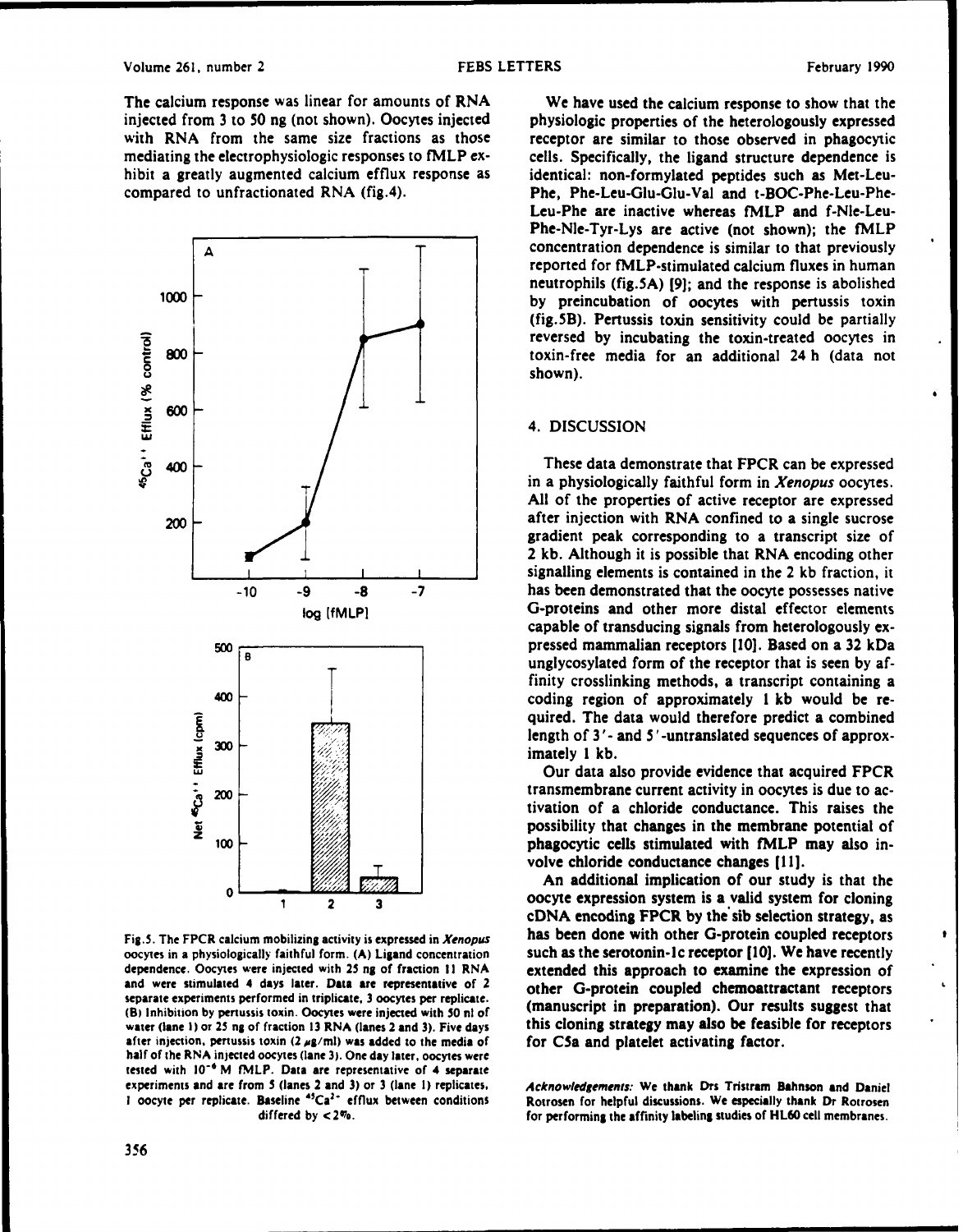The calcium response was linear for amounts of RNA injected from 3 to 50 ng (not shown). Oocytes injected with RNA from the same size fractions as those mediating the electrophysiologic responses to fMLP exhibit a greatly augmented calcium efflux response as compared to unfractionated RNA (fig.4).

A

$^{45}Ca^{++}$ Efflux (% control)

1000

800

600

400

200

-10 -9 -8 -7

log [fMLP]

B

Net $^{45}Ca^{++}$ Efflux (cpm)

500

400

300

200

100

0

1 2 3

Fig.5. The FPCR calcium mobilizing activity is expressed in *Xenopus* oocytes in a physiologically faithful form. (A) Ligand concentration dependence. Oocytes were injected with 25 ng of fraction 11 RNA and were stimulated 4 days later. Data are representative of 2 separate experiments performed in triplicate, 3 oocytes per replicate. (B) Inhibition by pertussis toxin. Oocytes were injected with 50 nl of water (lane 1) or 25 ng of fraction 13 RNA (lanes 2 and 3). Five days after injection, pertussis toxin (2 μg/ml) was added to the media of half of the RNA injected oocytes (lane 3). One day later, oocytes were tested with $10^{-6}$ M fMLP. Data are representative of 4 separate experiments and are from 5 (lanes 2 and 3) or 3 (lane 1) replicates, 1 oocyte per replicate. Baseline $^{45}Ca^{2+}$ efflux between conditions differed by <2%.

We have used the calcium response to show that the physiologic properties of the heterologously expressed receptor are similar to those observed in phagocytic cells. Specifically, the ligand structure dependence is identical: non-formylated peptides such as Met-Leu-Phe, Phe-Leu-Glu-Glu-Val and t-BOC-Phe-Leu-Phe-Leu-Phe are inactive whereas fMLP and f-Nle-Leu-Phe-Nle-Tyr-Lys are active (not shown); the fMLP concentration dependence is similar to that previously reported for fMLP-stimulated calcium fluxes in human neutrophils (fig.5A) [9]; and the response is abolished by preincubation of oocytes with pertussis toxin (fig.5B). Pertussis toxin sensitivity could be partially reversed by incubating the toxin-treated oocytes in toxin-free media for an additional 24 h (data not shown).

## 4. DISCUSSION

These data demonstrate that FPCR can be expressed in a physiologically faithful form in *Xenopus* oocytes. All of the properties of active receptor are expressed after injection with RNA confined to a single sucrose gradient peak corresponding to a transcript size of 2 kb. Although it is possible that RNA encoding other signalling elements is contained in the 2 kb fraction, it has been demonstrated that the oocyte possesses native G-proteins and other more distal effector elements capable of transducing signals from heterologously expressed mammalian receptors [10]. Based on a 32 kDa unglycosylated form of the receptor that is seen by affinity crosslinking methods, a transcript containing a coding region of approximately 1 kb would be required. The data would therefore predict a combined length of 3′- and 5′-untranslated sequences of approximately 1 kb.

Our data also provide evidence that acquired FPCR transmembrane current activity in oocytes is due to activation of a chloride conductance. This raises the possibility that changes in the membrane potential of phagocytic cells stimulated with fMLP may also involve chloride conductance changes [11].

An additional implication of our study is that the oocyte expression system is a valid system for cloning cDNA encoding FPCR by the sib selection strategy, as has been done with other G-protein coupled receptors such as the serotonin-1c receptor [10]. We have recently extended this approach to examine the expression of other G-protein coupled chemoattractant receptors (manuscript in preparation). Our results suggest that this cloning strategy may also be feasible for receptors for C5a and platelet activating factor.

*Acknowledgements:* We thank Drs Tristram Bahnson and Daniel Rotrosen for helpful discussions. We especially thank Dr Rotrosen for performing the affinity labeling studies of HL60 cell membranes.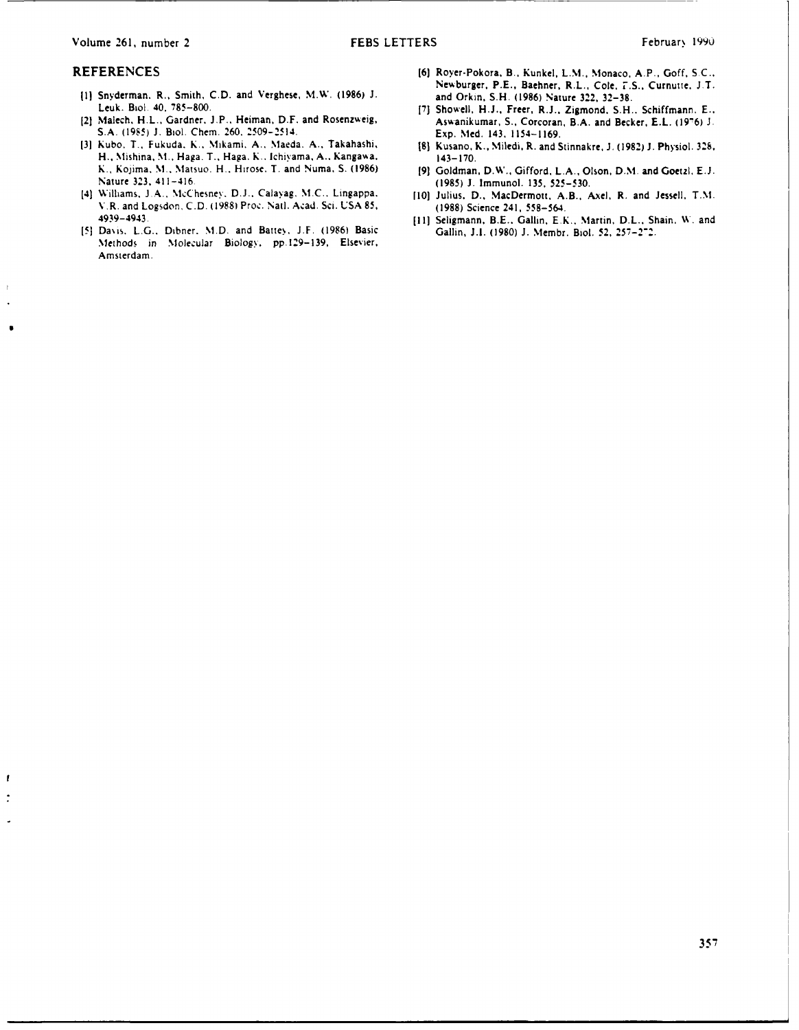## REFERENCES

[1] Snyderman, R., Smith, C.D. and Verghese, M.W. (1986) J. Leuk. Biol. 40, 785–800.

[2] Malech, H.L., Gardner, J.P., Heiman, D.F. and Rosenzweig, S.A. (1985) J. Biol. Chem. 260, 2509–2514.

[3] Kubo, T., Fukuda, K., Mikami, A., Maeda, A., Takahashi, H., Mishina, M., Haga, T., Haga, K., Ichiyama, A., Kangawa, K., Kojima, M., Matsuo, H., Hirose, T. and Numa, S. (1986) Nature 323, 411–416.

[4] Williams, J.A., McChesney, D.J., Calayag, M.C., Lingappa, V.R. and Logsdon, C.D. (1988) Proc. Natl. Acad. Sci. USA 85, 4939–4943.

[5] Davis, L.G., Dibner, M.D. and Battey, J.F. (1986) Basic Methods in Molecular Biology, pp.129–139, Elsevier, Amsterdam.

[6] Royer-Pokora, B., Kunkel, L.M., Monaco, A.P., Goff, S.C., Newburger, P.E., Baehner, R.L., Cole, F.S., Curnutte, J.T. and Orkin, S.H. (1986) Nature 322, 32–38.

[7] Showell, H.J., Freer, R.J., Zigmond, S.H., Schiffmann, E., Aswanikumar, S., Corcoran, B.A. and Becker, E.L. (1976) J. Exp. Med. 143, 1154–1169.

[8] Kusano, K., Miledi, R. and Stinnakre, J. (1982) J. Physiol. 328, 143–170.

[9] Goldman, D.W., Gifford, L.A., Olson, D.M. and Goetzl, E.J. (1985) J. Immunol. 135, 525–530.

[10] Julius, D., MacDermott, A.B., Axel, R. and Jessell, T.M. (1988) Science 241, 558–564.

[11] Seligmann, B.E., Gallin, E.K., Martin, D.L., Shain, W. and Gallin, J.I. (1980) J. Membr. Biol. 52, 257–272.